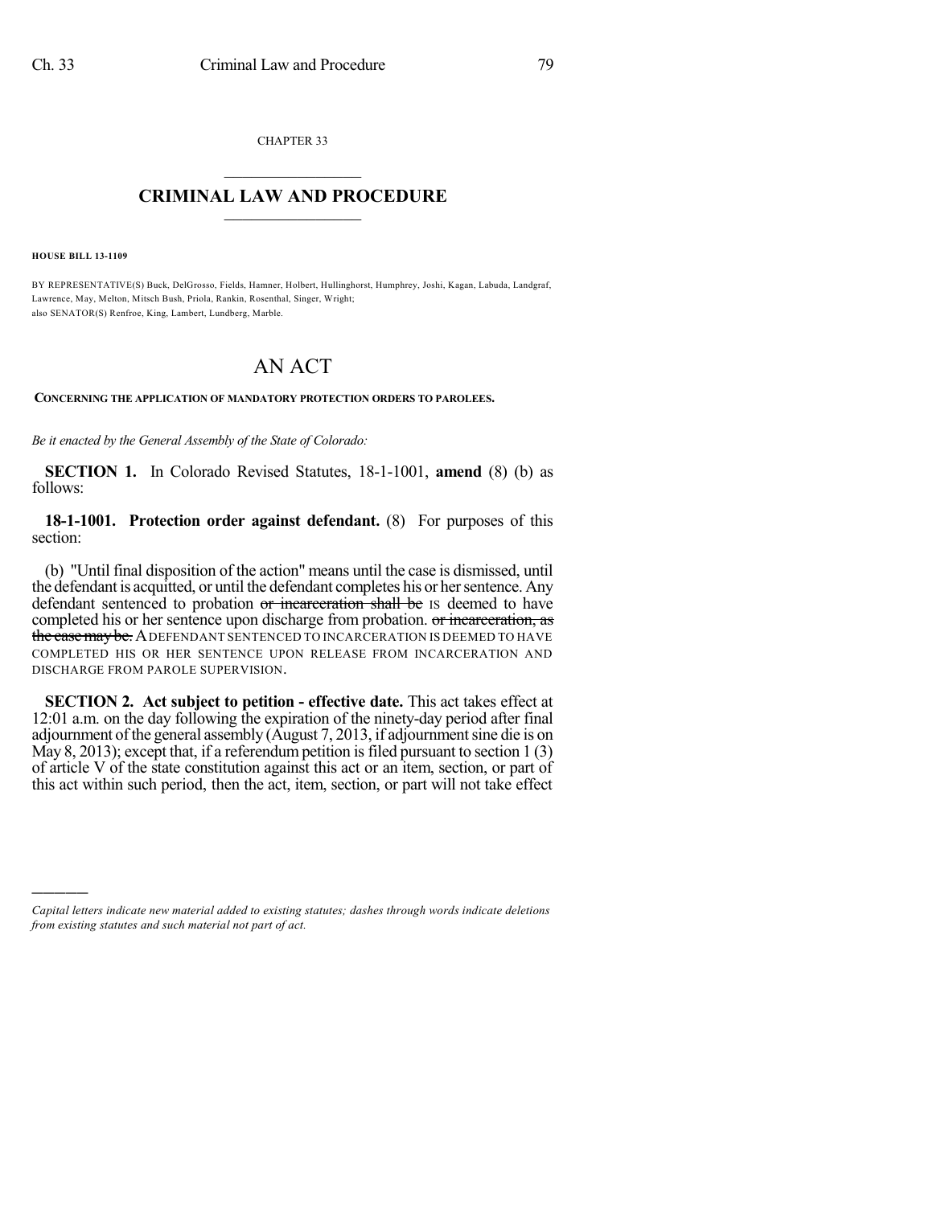CHAPTER 33

# CRIMINAL LAW AND PROCEDURE

**HOUSE BILL 13-1109**

BY REPRESENTATIVE(S) Buck, DelGrosso, Fields, Hamner, Holbert, Hullinghorst, Humphrey, Joshi, Kagan, Labuda, Landgraf, Lawrence, May, Melton, Mitsch Bush, Priola, Rankin, Rosenthal, Singer, Wright;
also SENATOR(S) Renfroe, King, Lambert, Lundberg, Marble.

# AN ACT

**CONCERNING THE APPLICATION OF MANDATORY PROTECTION ORDERS TO PAROLEES.**

*Be it enacted by the General Assembly of the State of Colorado:*

**SECTION 1.** In Colorado Revised Statutes, 18-1-1001, **amend** (8) (b) as follows:

**18-1-1001. Protection order against defendant.** (8) For purposes of this section:

(b) "Until final disposition of the action" means until the case is dismissed, until the defendant is acquitted, or until the defendant completes his or her sentence. Any defendant sentenced to probation ~~or incarceration shall be~~ IS deemed to have completed his or her sentence upon discharge from probation. ~~or incarceration, as the case may be.~~ A DEFENDANT SENTENCED TO INCARCERATION IS DEEMED TO HAVE COMPLETED HIS OR HER SENTENCE UPON RELEASE FROM INCARCERATION AND DISCHARGE FROM PAROLE SUPERVISION.

**SECTION 2. Act subject to petition - effective date.** This act takes effect at 12:01 a.m. on the day following the expiration of the ninety-day period after final adjournment of the general assembly (August 7, 2013, if adjournment sine die is on May 8, 2013); except that, if a referendum petition is filed pursuant to section 1 (3) of article V of the state constitution against this act or an item, section, or part of this act within such period, then the act, item, section, or part will not take effect

*Capital letters indicate new material added to existing statutes; dashes through words indicate deletions from existing statutes and such material not part of act.*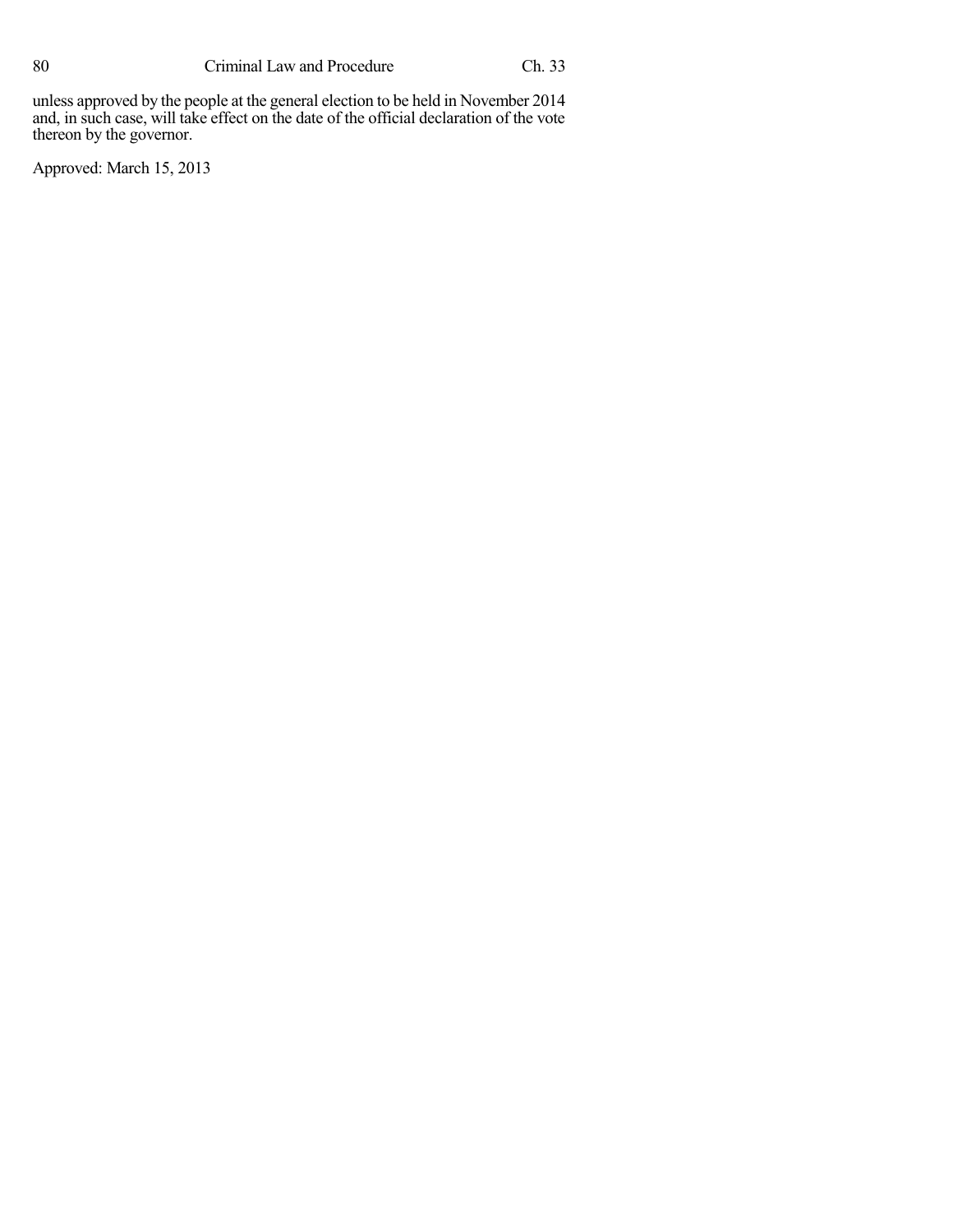unless approved by the people at the general election to be held in November 2014 and, in such case, will take effect on the date of the official declaration of the vote thereon by the governor.

Approved: March 15, 2013